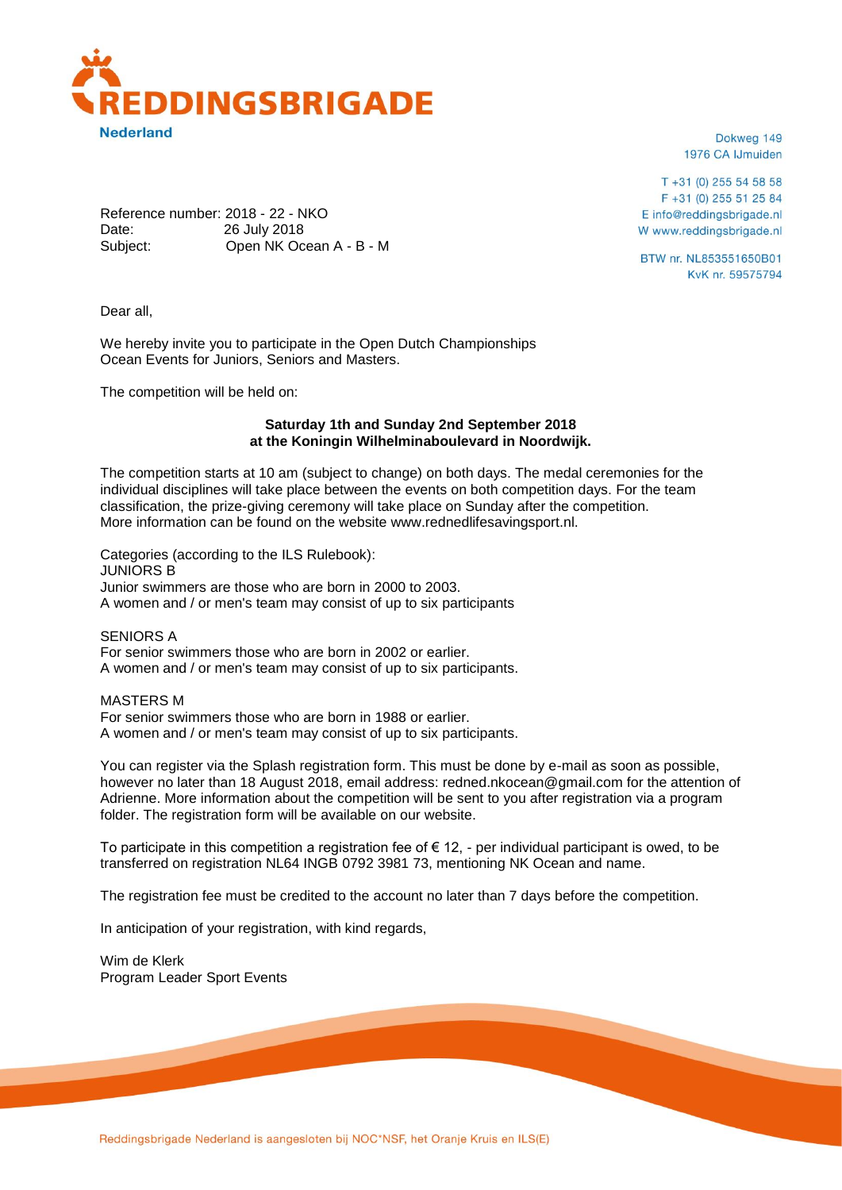**REDDINGSBRIGADE**
**Nederland**

Dokweg 149
1976 CA IJmuiden

T +31 (0) 255 54 58 58
F +31 (0) 255 51 25 84
E info@reddingsbrigade.nl
W www.reddingsbrigade.nl

BTW nr. NL853551650B01
KvK nr. 59575794

Reference number: 2018 - 22 - NKO
Date: 26 July 2018
Subject: Open NK Ocean A - B - M

Dear all,

We hereby invite you to participate in the Open Dutch Championships Ocean Events for Juniors, Seniors and Masters.

The competition will be held on:

**Saturday 1th and Sunday 2nd September 2018**
**at the Koningin Wilhelminaboulevard in Noordwijk.**

The competition starts at 10 am (subject to change) on both days. The medal ceremonies for the individual disciplines will take place between the events on both competition days. For the team classification, the prize-giving ceremony will take place on Sunday after the competition. More information can be found on the website www.rednedlifesavingsport.nl.

Categories (according to the ILS Rulebook):
JUNIORS B
Junior swimmers are those who are born in 2000 to 2003.
A women and / or men's team may consist of up to six participants

SENIORS A
For senior swimmers those who are born in 2002 or earlier.
A women and / or men's team may consist of up to six participants.

MASTERS M
For senior swimmers those who are born in 1988 or earlier.
A women and / or men's team may consist of up to six participants.

You can register via the Splash registration form. This must be done by e-mail as soon as possible, however no later than 18 August 2018, email address: redned.nkocean@gmail.com for the attention of Adrienne. More information about the competition will be sent to you after registration via a program folder. The registration form will be available on our website.

To participate in this competition a registration fee of € 12, - per individual participant is owed, to be transferred on registration NL64 INGB 0792 3981 73, mentioning NK Ocean and name.

The registration fee must be credited to the account no later than 7 days before the competition.

In anticipation of your registration, with kind regards,

Wim de Klerk
Program Leader Sport Events

Reddingsbrigade Nederland is aangesloten bij NOC*NSF, het Oranje Kruis en ILS(E)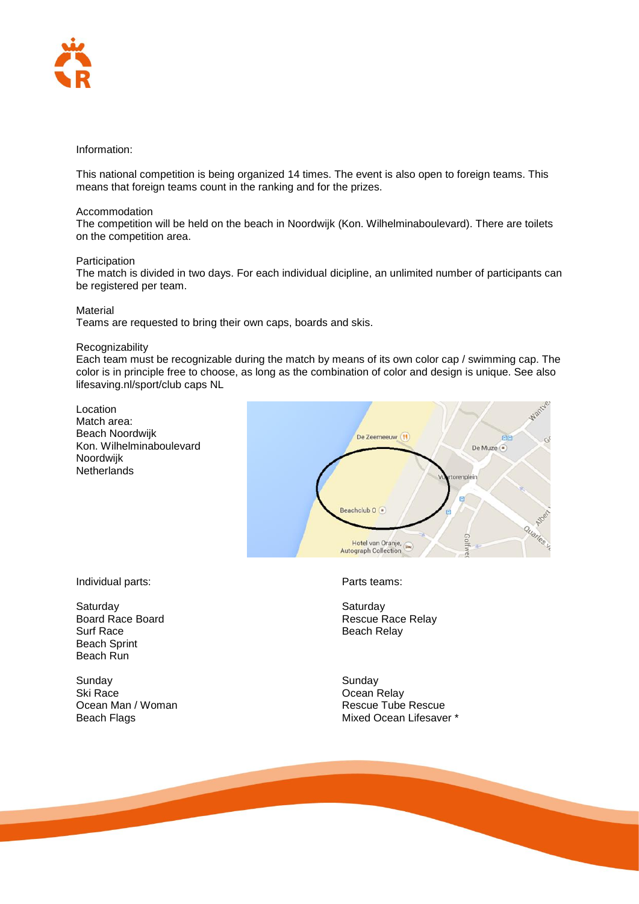Information:

This national competition is being organized 14 times. The event is also open to foreign teams. This means that foreign teams count in the ranking and for the prizes.

Accommodation

The competition will be held on the beach in Noordwijk (Kon. Wilhelminaboulevard). There are toilets on the competition area.

Participation

The match is divided in two days. For each individual dicipline, an unlimited number of participants can be registered per team.

Material

Teams are requested to bring their own caps, boards and skis.

Recognizability

Each team must be recognizable during the match by means of its own color cap / swimming cap. The color is in principle free to choose, as long as the combination of color and design is unique. See also lifesaving.nl/sport/club caps NL

Location

Match area:
Beach Noordwijk
Kon. Wilhelminaboulevard
Noordwijk
Netherlands

Individual parts:

Saturday
Board Race Board
Surf Race
Beach Sprint
Beach Run

Sunday
Ski Race
Ocean Man / Woman
Beach Flags

Parts teams:

Saturday
Rescue Race Relay
Beach Relay

Sunday
Ocean Relay
Rescue Tube Rescue
Mixed Ocean Lifesaver *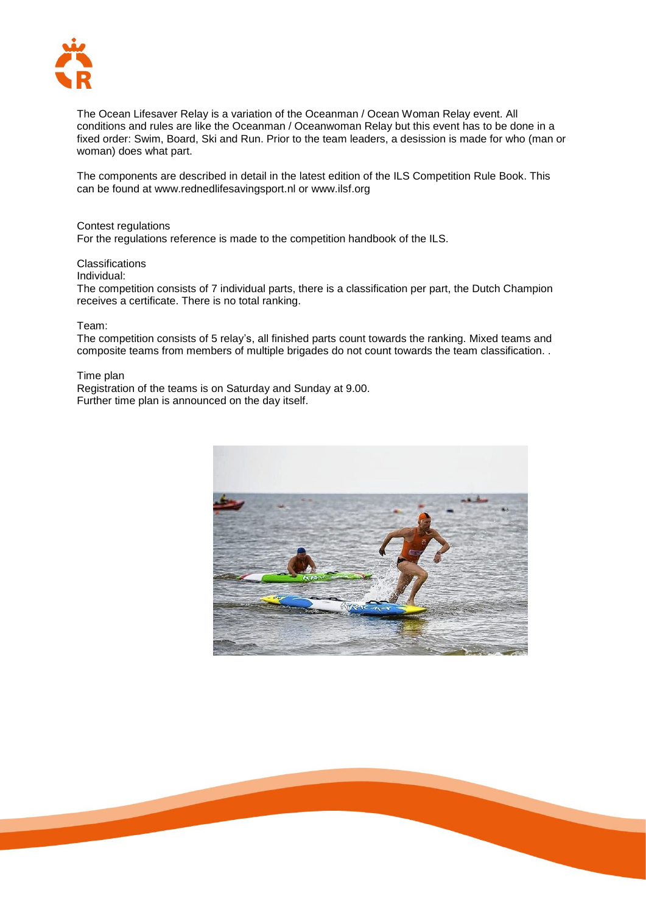The Ocean Lifesaver Relay is a variation of the Oceanman / Ocean Woman Relay event. All conditions and rules are like the Oceanman / Oceanwoman Relay but this event has to be done in a fixed order: Swim, Board, Ski and Run. Prior to the team leaders, a desission is made for who (man or woman) does what part.

The components are described in detail in the latest edition of the ILS Competition Rule Book. This can be found at www.rednedlifesavingsport.nl or www.ilsf.org

Contest regulations

For the regulations reference is made to the competition handbook of the ILS.

Classifications

Individual:

The competition consists of 7 individual parts, there is a classification per part, the Dutch Champion receives a certificate. There is no total ranking.

Team:

The competition consists of 5 relay's, all finished parts count towards the ranking. Mixed teams and composite teams from members of multiple brigades do not count towards the team classification. .

Time plan

Registration of the teams is on Saturday and Sunday at 9.00.

Further time plan is announced on the day itself.